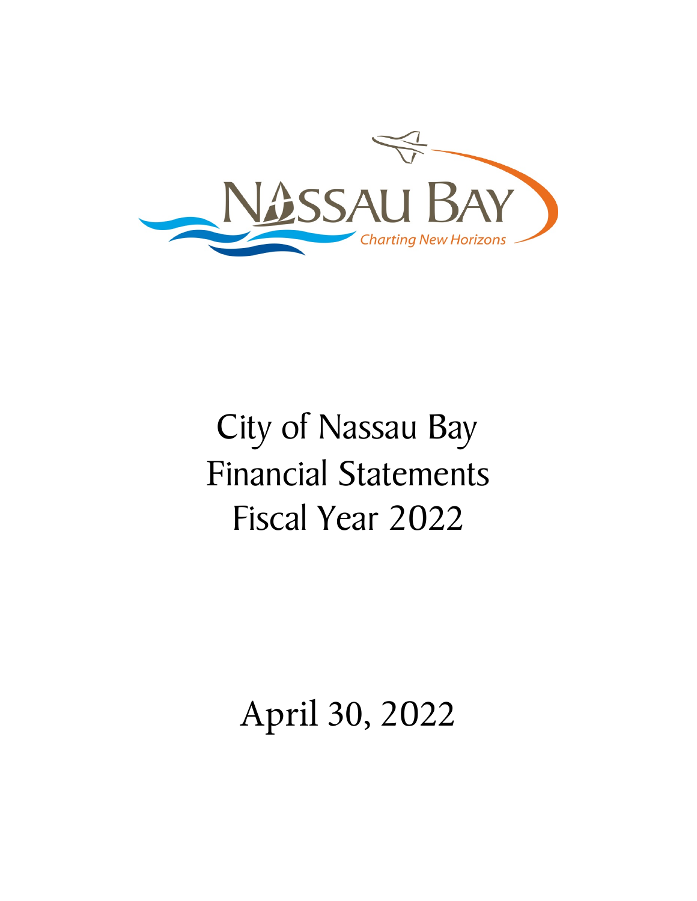# City of Nassau Bay
# Financial Statements
# Fiscal Year 2022

April 30, 2022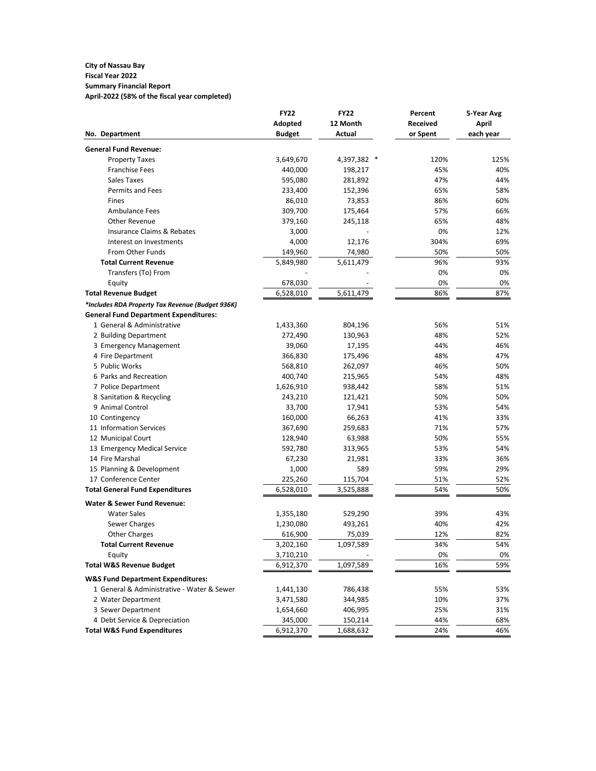**City of Nassau Bay**
**Fiscal Year 2022**
**Summary Financial Report**
**April-2022 (58% of the fiscal year completed)**

| No. Department | FY22 Adopted Budget | FY22 12 Month Actual | Percent Received or Spent | 5-Year Avg April each year |
|---|---|---|---|---|
| **General Fund Revenue:** | | | | |
| Property Taxes | 3,649,670 | 4,397,382 * | 120% | 125% |
| Franchise Fees | 440,000 | 198,217 | 45% | 40% |
| Sales Taxes | 595,080 | 281,892 | 47% | 44% |
| Permits and Fees | 233,400 | 152,396 | 65% | 58% |
| Fines | 86,010 | 73,853 | 86% | 60% |
| Ambulance Fees | 309,700 | 175,464 | 57% | 66% |
| Other Revenue | 379,160 | 245,118 | 65% | 48% |
| Insurance Claims & Rebates | 3,000 | - | 0% | 12% |
| Interest on Investments | 4,000 | 12,176 | 304% | 69% |
| From Other Funds | 149,960 | 74,980 | 50% | 50% |
| **Total Current Revenue** | 5,849,980 | 5,611,479 | 96% | 93% |
| Transfers (To) From | - | - | 0% | 0% |
| Equity | 678,030 | - | 0% | 0% |
| **Total Revenue Budget** | 6,528,010 | 5,611,479 | 86% | 87% |
| ***Includes RDA Property Tax Revenue (Budget 936K)** | | | | |
| **General Fund Department Expenditures:** | | | | |
| 1 General & Administrative | 1,433,360 | 804,196 | 56% | 51% |
| 2 Building Department | 272,490 | 130,963 | 48% | 52% |
| 3 Emergency Management | 39,060 | 17,195 | 44% | 46% |
| 4 Fire Department | 366,830 | 175,496 | 48% | 47% |
| 5 Public Works | 568,810 | 262,097 | 46% | 50% |
| 6 Parks and Recreation | 400,740 | 215,965 | 54% | 48% |
| 7 Police Department | 1,626,910 | 938,442 | 58% | 51% |
| 8 Sanitation & Recycling | 243,210 | 121,421 | 50% | 50% |
| 9 Animal Control | 33,700 | 17,941 | 53% | 54% |
| 10 Contingency | 160,000 | 66,263 | 41% | 33% |
| 11 Information Services | 367,690 | 259,683 | 71% | 57% |
| 12 Municipal Court | 128,940 | 63,988 | 50% | 55% |
| 13 Emergency Medical Service | 592,780 | 313,965 | 53% | 54% |
| 14 Fire Marshal | 67,230 | 21,981 | 33% | 36% |
| 15 Planning & Development | 1,000 | 589 | 59% | 29% |
| 17 Conference Center | 225,260 | 115,704 | 51% | 52% |
| **Total General Fund Expenditures** | 6,528,010 | 3,525,888 | 54% | 50% |
| **Water & Sewer Fund Revenue:** | | | | |
| Water Sales | 1,355,180 | 529,290 | 39% | 43% |
| Sewer Charges | 1,230,080 | 493,261 | 40% | 42% |
| Other Charges | 616,900 | 75,039 | 12% | 82% |
| **Total Current Revenue** | 3,202,160 | 1,097,589 | 34% | 54% |
| Equity | 3,710,210 | - | 0% | 0% |
| **Total W&S Revenue Budget** | 6,912,370 | 1,097,589 | 16% | 59% |
| **W&S Fund Department Expenditures:** | | | | |
| 1 General & Administrative - Water & Sewer | 1,441,130 | 786,438 | 55% | 53% |
| 2 Water Department | 3,471,580 | 344,985 | 10% | 37% |
| 3 Sewer Department | 1,654,660 | 406,995 | 25% | 31% |
| 4 Debt Service & Depreciation | 345,000 | 150,214 | 44% | 68% |
| **Total W&S Fund Expenditures** | 6,912,370 | 1,688,632 | 24% | 46% |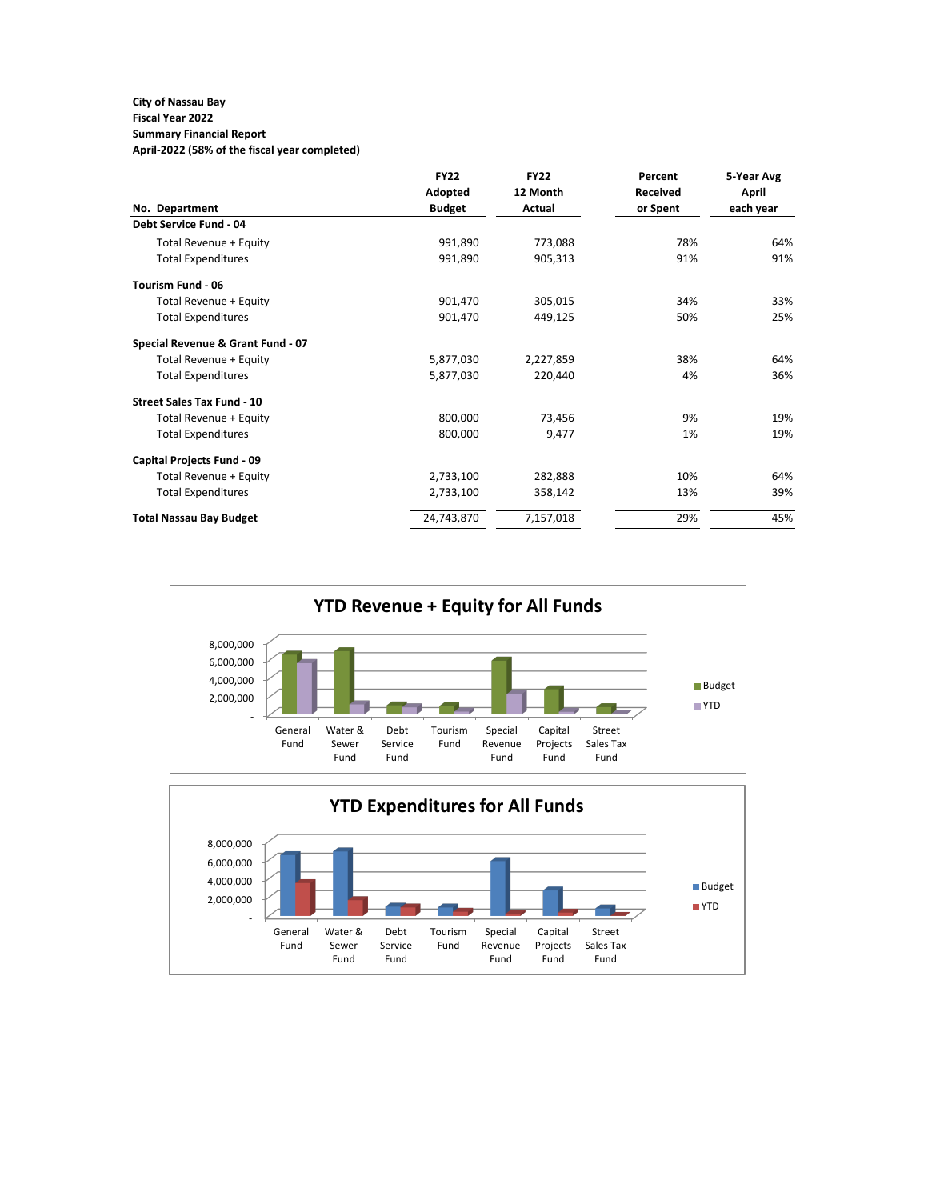**City of Nassau Bay**
**Fiscal Year 2022**
**Summary Financial Report**
**April-2022 (58% of the fiscal year completed)**

| No. Department | FY22 Adopted Budget | FY22 12 Month Actual | Percent Received or Spent | 5-Year Avg April each year |
|---|---|---|---|---|
| **Debt Service Fund - 04** | | | | |
| Total Revenue + Equity | 991,890 | 773,088 | 78% | 64% |
| Total Expenditures | 991,890 | 905,313 | 91% | 91% |
| **Tourism Fund - 06** | | | | |
| Total Revenue + Equity | 901,470 | 305,015 | 34% | 33% |
| Total Expenditures | 901,470 | 449,125 | 50% | 25% |
| **Special Revenue & Grant Fund - 07** | | | | |
| Total Revenue + Equity | 5,877,030 | 2,227,859 | 38% | 64% |
| Total Expenditures | 5,877,030 | 220,440 | 4% | 36% |
| **Street Sales Tax Fund - 10** | | | | |
| Total Revenue + Equity | 800,000 | 73,456 | 9% | 19% |
| Total Expenditures | 800,000 | 9,477 | 1% | 19% |
| **Capital Projects Fund - 09** | | | | |
| Total Revenue + Equity | 2,733,100 | 282,888 | 10% | 64% |
| Total Expenditures | 2,733,100 | 358,142 | 13% | 39% |
| **Total Nassau Bay Budget** | 24,743,870 | 7,157,018 | 29% | 45% |

**YTD Revenue + Equity for All Funds**

(Chart: Budget vs YTD for General Fund, Water & Sewer Fund, Debt Service Fund, Tourism Fund, Special Revenue Fund, Capital Projects Fund, Street Sales Tax Fund; axis 0 to 8,000,000)

**YTD Expenditures for All Funds**

(Chart: Budget vs YTD for General Fund, Water & Sewer Fund, Debt Service Fund, Tourism Fund, Special Revenue Fund, Capital Projects Fund, Street Sales Tax Fund; axis 0 to 8,000,000)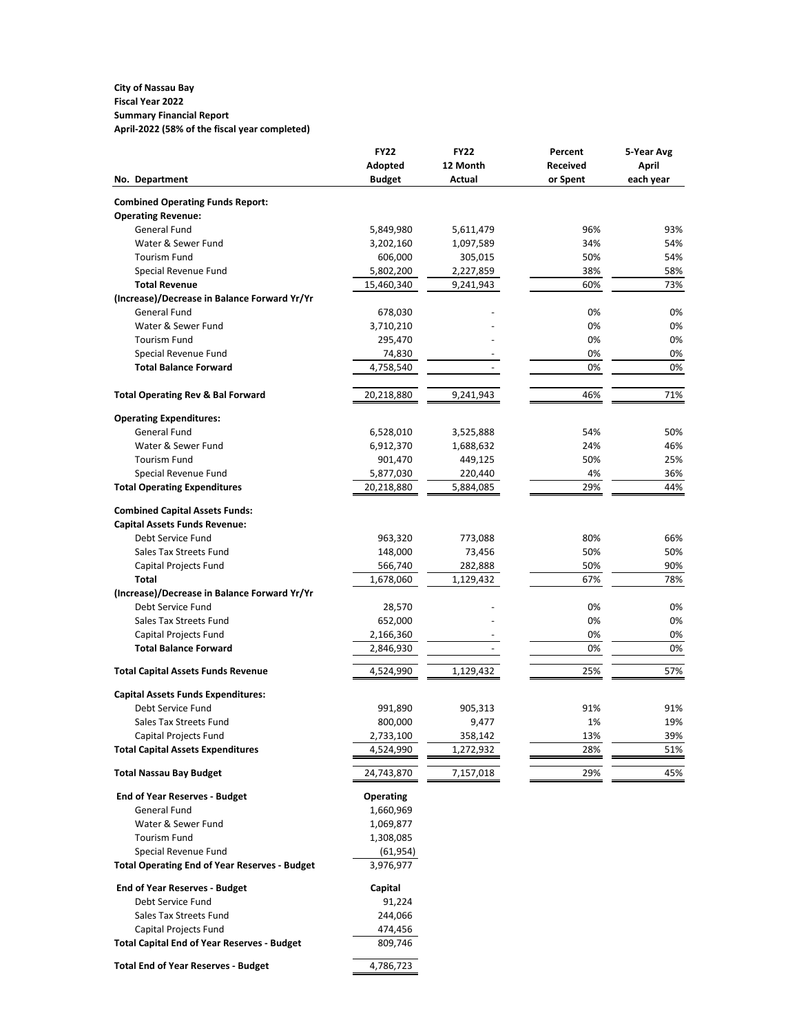**City of Nassau Bay**
**Fiscal Year 2022**
**Summary Financial Report**
**April-2022 (58% of the fiscal year completed)**

| No. Department | FY22 Adopted Budget | FY22 12 Month Actual | Percent Received or Spent | 5-Year Avg April each year |
|---|---|---|---|---|
| **Combined Operating Funds Report:** | | | | |
| **Operating Revenue:** | | | | |
| General Fund | 5,849,980 | 5,611,479 | 96% | 93% |
| Water & Sewer Fund | 3,202,160 | 1,097,589 | 34% | 54% |
| Tourism Fund | 606,000 | 305,015 | 50% | 54% |
| Special Revenue Fund | 5,802,200 | 2,227,859 | 38% | 58% |
| **Total Revenue** | 15,460,340 | 9,241,943 | 60% | 73% |
| **(Increase)/Decrease in Balance Forward Yr/Yr** | | | | |
| General Fund | 678,030 | - | 0% | 0% |
| Water & Sewer Fund | 3,710,210 | - | 0% | 0% |
| Tourism Fund | 295,470 | - | 0% | 0% |
| Special Revenue Fund | 74,830 | - | 0% | 0% |
| **Total Balance Forward** | 4,758,540 | - | 0% | 0% |
| **Total Operating Rev & Bal Forward** | 20,218,880 | 9,241,943 | 46% | 71% |
| **Operating Expenditures:** | | | | |
| General Fund | 6,528,010 | 3,525,888 | 54% | 50% |
| Water & Sewer Fund | 6,912,370 | 1,688,632 | 24% | 46% |
| Tourism Fund | 901,470 | 449,125 | 50% | 25% |
| Special Revenue Fund | 5,877,030 | 220,440 | 4% | 36% |
| **Total Operating Expenditures** | 20,218,880 | 5,884,085 | 29% | 44% |
| **Combined Capital Assets Funds:** | | | | |
| **Capital Assets Funds Revenue:** | | | | |
| Debt Service Fund | 963,320 | 773,088 | 80% | 66% |
| Sales Tax Streets Fund | 148,000 | 73,456 | 50% | 50% |
| Capital Projects Fund | 566,740 | 282,888 | 50% | 90% |
| **Total** | 1,678,060 | 1,129,432 | 67% | 78% |
| **(Increase)/Decrease in Balance Forward Yr/Yr** | | | | |
| Debt Service Fund | 28,570 | - | 0% | 0% |
| Sales Tax Streets Fund | 652,000 | - | 0% | 0% |
| Capital Projects Fund | 2,166,360 | - | 0% | 0% |
| **Total Balance Forward** | 2,846,930 | - | 0% | 0% |
| **Total Capital Assets Funds Revenue** | 4,524,990 | 1,129,432 | 25% | 57% |
| **Capital Assets Funds Expenditures:** | | | | |
| Debt Service Fund | 991,890 | 905,313 | 91% | 91% |
| Sales Tax Streets Fund | 800,000 | 9,477 | 1% | 19% |
| Capital Projects Fund | 2,733,100 | 358,142 | 13% | 39% |
| **Total Capital Assets Expenditures** | 4,524,990 | 1,272,932 | 28% | 51% |
| **Total Nassau Bay Budget** | 24,743,870 | 7,157,018 | 29% | 45% |

| **End of Year Reserves - Budget** | **Operating** |
|---|---|
| General Fund | 1,660,969 |
| Water & Sewer Fund | 1,069,877 |
| Tourism Fund | 1,308,085 |
| Special Revenue Fund | (61,954) |
| **Total Operating End of Year Reserves - Budget** | 3,976,977 |
| **End of Year Reserves - Budget** | **Capital** |
| Debt Service Fund | 91,224 |
| Sales Tax Streets Fund | 244,066 |
| Capital Projects Fund | 474,456 |
| **Total Capital End of Year Reserves - Budget** | 809,746 |
| **Total End of Year Reserves - Budget** | 4,786,723 |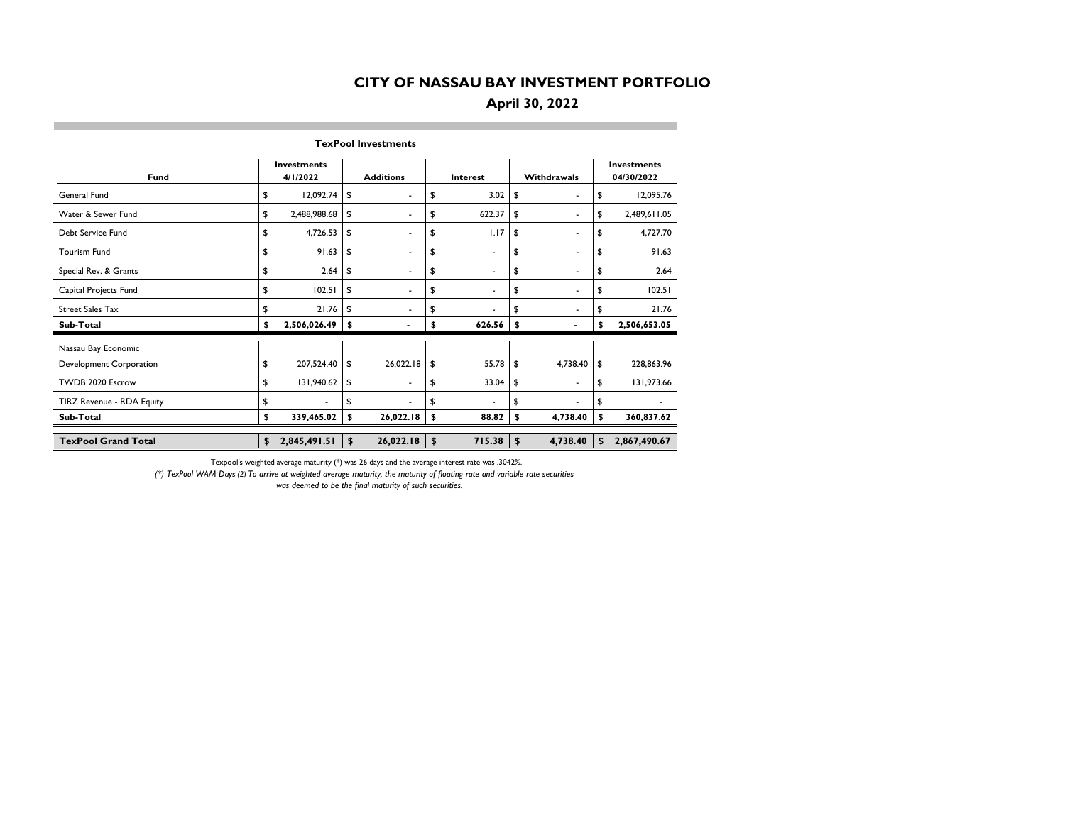# CITY OF NASSAU BAY INVESTMENT PORTFOLIO

## April 30, 2022

### TexPool Investments

| Fund | Investments 4/1/2022 | Additions | Interest | Withdrawals | Investments 04/30/2022 |
|---|---|---|---|---|---|
| General Fund | $ 12,092.74 | $ - | $ 3.02 | $ - | $ 12,095.76 |
| Water & Sewer Fund | $ 2,488,988.68 | $ - | $ 622.37 | $ - | $ 2,489,611.05 |
| Debt Service Fund | $ 4,726.53 | $ - | $ 1.17 | $ - | $ 4,727.70 |
| Tourism Fund | $ 91.63 | $ - | $ - | $ - | $ 91.63 |
| Special Rev. & Grants | $ 2.64 | $ - | $ - | $ - | $ 2.64 |
| Capital Projects Fund | $ 102.51 | $ - | $ - | $ - | $ 102.51 |
| Street Sales Tax | $ 21.76 | $ - | $ - | $ - | $ 21.76 |
| **Sub-Total** | **$ 2,506,026.49** | **$ -** | **$ 626.56** | **$ -** | **$ 2,506,653.05** |
| Nassau Bay Economic Development Corporation | $ 207,524.40 | $ 26,022.18 | $ 55.78 | $ 4,738.40 | $ 228,863.96 |
| TWDB 2020 Escrow | $ 131,940.62 | $ - | $ 33.04 | $ - | $ 131,973.66 |
| TIRZ Revenue - RDA Equity | $ - | $ - | $ - | $ - | $ - |
| **Sub-Total** | **$ 339,465.02** | **$ 26,022.18** | **$ 88.82** | **$ 4,738.40** | **$ 360,837.62** |
| **TexPool Grand Total** | **$ 2,845,491.51** | **$ 26,022.18** | **$ 715.38** | **$ 4,738.40** | **$ 2,867,490.67** |

Texpool's weighted average maturity (*) was 26 days and the average interest rate was .3042%.

*(*) TexPool WAM Days (2) To arrive at weighted average maturity, the maturity of floating rate and variable rate securities was deemed to be the final maturity of such securities.*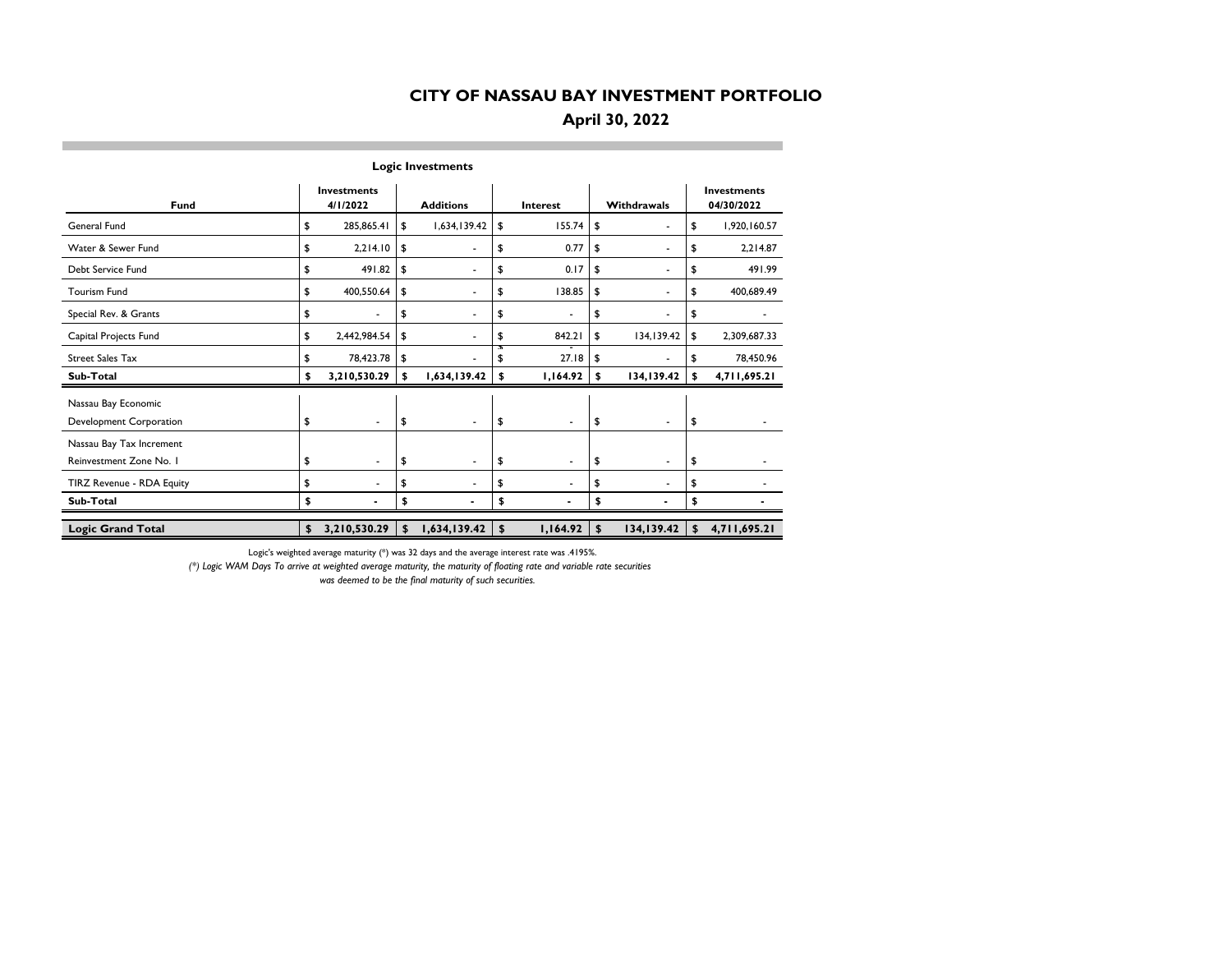# CITY OF NASSAU BAY INVESTMENT PORTFOLIO

## April 30, 2022

### Logic Investments

| Fund | Investments 4/1/2022 | Additions | Interest | Withdrawals | Investments 04/30/2022 |
|---|---|---|---|---|---|
| General Fund | $ 285,865.41 | $ 1,634,139.42 | $ 155.74 | $ - | $ 1,920,160.57 |
| Water & Sewer Fund | $ 2,214.10 | $ - | $ 0.77 | $ - | $ 2,214.87 |
| Debt Service Fund | $ 491.82 | $ - | $ 0.17 | $ - | $ 491.99 |
| Tourism Fund | $ 400,550.64 | $ - | $ 138.85 | $ - | $ 400,689.49 |
| Special Rev. & Grants | $ - | $ - | $ - | $ - | $ - |
| Capital Projects Fund | $ 2,442,984.54 | $ - | $ 842.21 | $ 134,139.42 | $ 2,309,687.33 |
| Street Sales Tax | $ 78,423.78 | $ - | $ 27.18 | $ - | $ 78,450.96 |
| **Sub-Total** | **$ 3,210,530.29** | **$ 1,634,139.42** | **$ 1,164.92** | **$ 134,139.42** | **$ 4,711,695.21** |
| Nassau Bay Economic Development Corporation | $ - | $ - | $ - | $ - | $ - |
| Nassau Bay Tax Increment Reinvestment Zone No. 1 | $ - | $ - | $ - | $ - | $ - |
| TIRZ Revenue - RDA Equity | $ - | $ - | $ - | $ - | $ - |
| **Sub-Total** | **$ -** | **$ -** | **$ -** | **$ -** | **$ -** |
| **Logic Grand Total** | **$ 3,210,530.29** | **$ 1,634,139.42** | **$ 1,164.92** | **$ 134,139.42** | **$ 4,711,695.21** |

Logic's weighted average maturity (*) was 32 days and the average interest rate was .4195%.

*(*) Logic WAM Days To arrive at weighted average maturity, the maturity of floating rate and variable rate securities was deemed to be the final maturity of such securities.*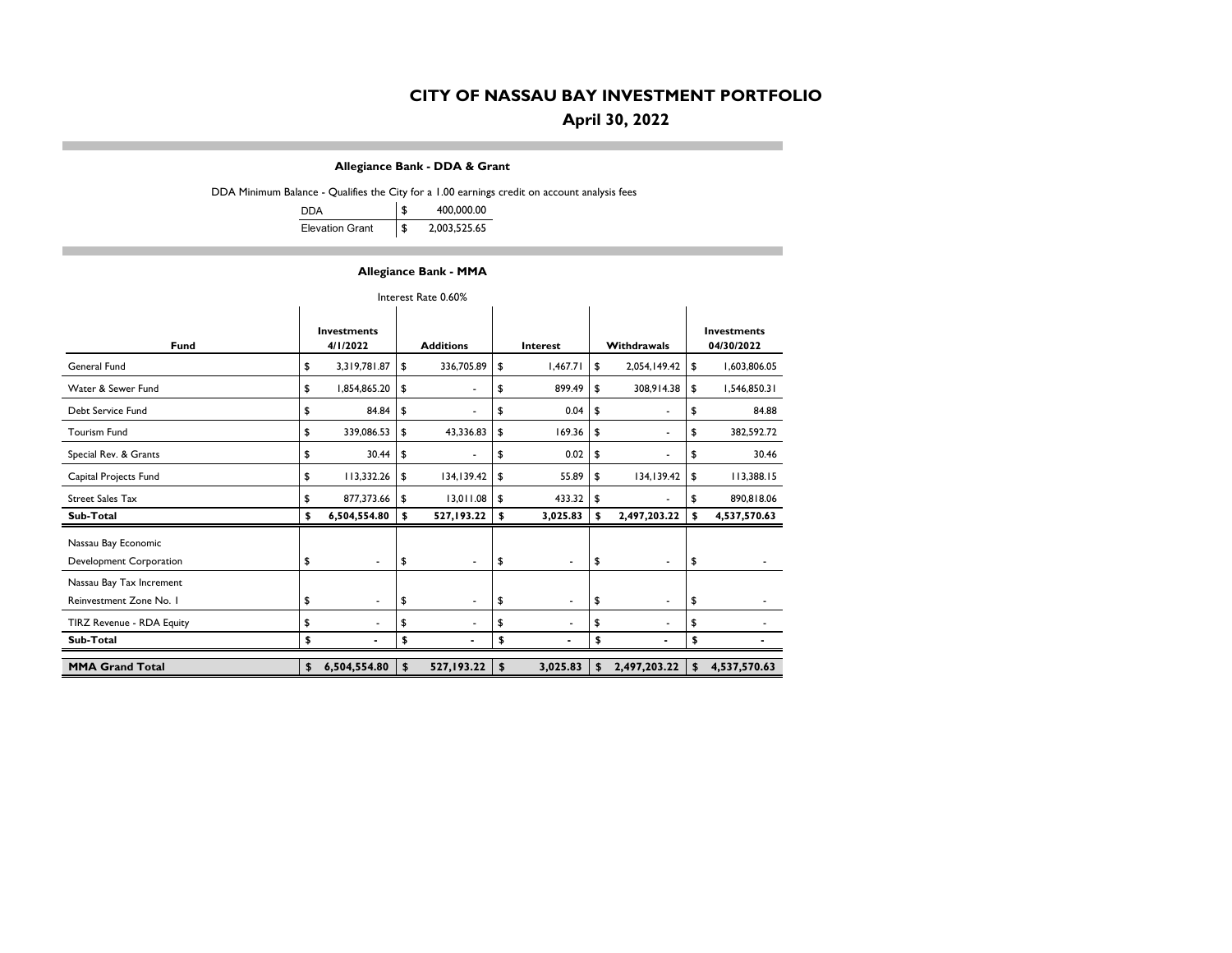# CITY OF NASSAU BAY INVESTMENT PORTFOLIO

## April 30, 2022

### Allegiance Bank - DDA & Grant

DDA Minimum Balance - Qualifies the City for a 1.00 earnings credit on account analysis fees

| | |
|---|---|
| DDA | $ 400,000.00 |
| Elevation Grant | $ 2,003,525.65 |

### Allegiance Bank - MMA

Interest Rate 0.60%

| Fund | Investments 4/1/2022 | Additions | Interest | Withdrawals | Investments 04/30/2022 |
|---|---|---|---|---|---|
| General Fund | $ 3,319,781.87 | $ 336,705.89 | $ 1,467.71 | $ 2,054,149.42 | $ 1,603,806.05 |
| Water & Sewer Fund | $ 1,854,865.20 | $ - | $ 899.49 | $ 308,914.38 | $ 1,546,850.31 |
| Debt Service Fund | $ 84.84 | $ - | $ 0.04 | $ - | $ 84.88 |
| Tourism Fund | $ 339,086.53 | $ 43,336.83 | $ 169.36 | $ - | $ 382,592.72 |
| Special Rev. & Grants | $ 30.44 | $ - | $ 0.02 | $ - | $ 30.46 |
| Capital Projects Fund | $ 113,332.26 | $ 134,139.42 | $ 55.89 | $ 134,139.42 | $ 113,388.15 |
| Street Sales Tax | $ 877,373.66 | $ 13,011.08 | $ 433.32 | $ - | $ 890,818.06 |
| **Sub-Total** | **$ 6,504,554.80** | **$ 527,193.22** | **$ 3,025.83** | **$ 2,497,203.22** | **$ 4,537,570.63** |
| Nassau Bay Economic Development Corporation | $ - | $ - | $ - | $ - | $ - |
| Nassau Bay Tax Increment Reinvestment Zone No. 1 | $ - | $ - | $ - | $ - | $ - |
| TIRZ Revenue - RDA Equity | $ - | $ - | $ - | $ - | $ - |
| **Sub-Total** | **$ -** | **$ -** | **$ -** | **$ -** | **$ -** |
| **MMA Grand Total** | **$ 6,504,554.80** | **$ 527,193.22** | **$ 3,025.83** | **$ 2,497,203.22** | **$ 4,537,570.63** |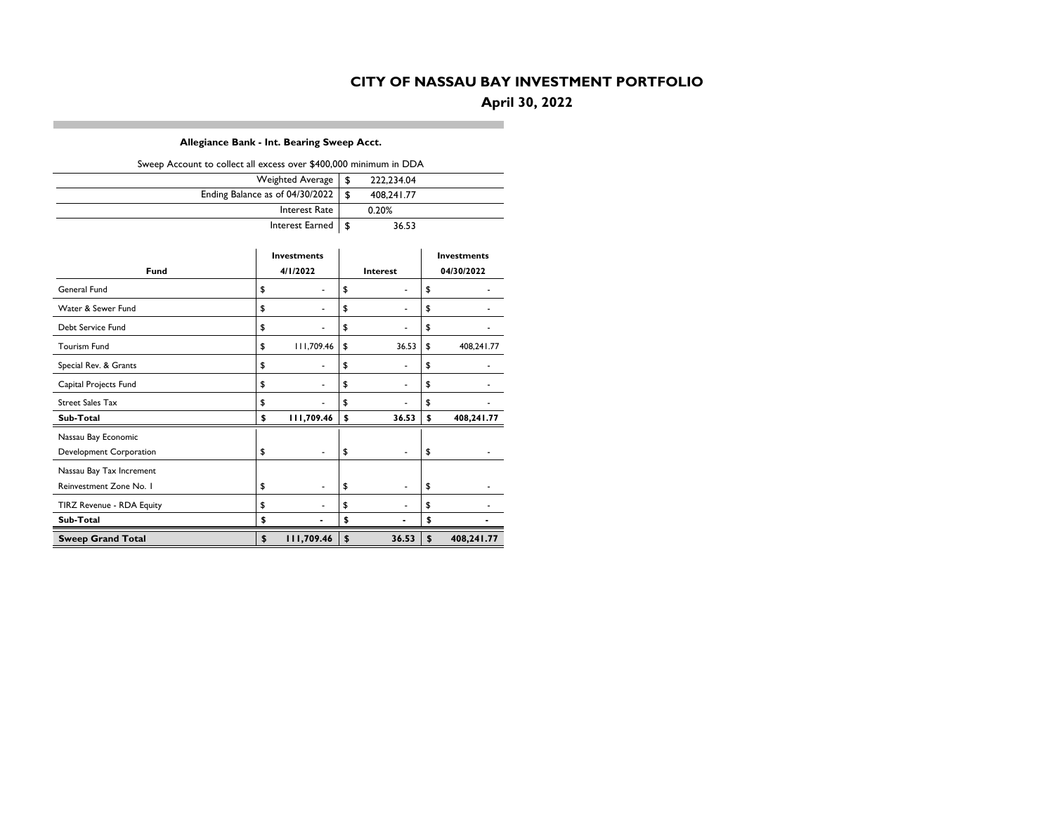# CITY OF NASSAU BAY INVESTMENT PORTFOLIO

## April 30, 2022

### Allegiance Bank - Int. Bearing Sweep Acct.

Sweep Account to collect all excess over $400,000 minimum in DDA

| | |
|---|---|
| Weighted Average | $ 222,234.04 |
| Ending Balance as of 04/30/2022 | $ 408,241.77 |
| Interest Rate | 0.20% |
| Interest Earned | $ 36.53 |

| Fund | Investments 4/1/2022 | Interest | Investments 04/30/2022 |
|---|---|---|---|
| General Fund | $ - | $ - | $ - |
| Water & Sewer Fund | $ - | $ - | $ - |
| Debt Service Fund | $ - | $ - | $ - |
| Tourism Fund | $ 111,709.46 | $ 36.53 | $ 408,241.77 |
| Special Rev. & Grants | $ - | $ - | $ - |
| Capital Projects Fund | $ - | $ - | $ - |
| Street Sales Tax | $ - | $ - | $ - |
| **Sub-Total** | **$ 111,709.46** | **$ 36.53** | **$ 408,241.77** |
| Nassau Bay Economic Development Corporation | $ - | $ - | $ - |
| Nassau Bay Tax Increment Reinvestment Zone No. 1 | $ - | $ - | $ - |
| TIRZ Revenue - RDA Equity | $ - | $ - | $ - |
| **Sub-Total** | **$ -** | **$ -** | **$ -** |
| **Sweep Grand Total** | **$ 111,709.46** | **$ 36.53** | **$ 408,241.77** |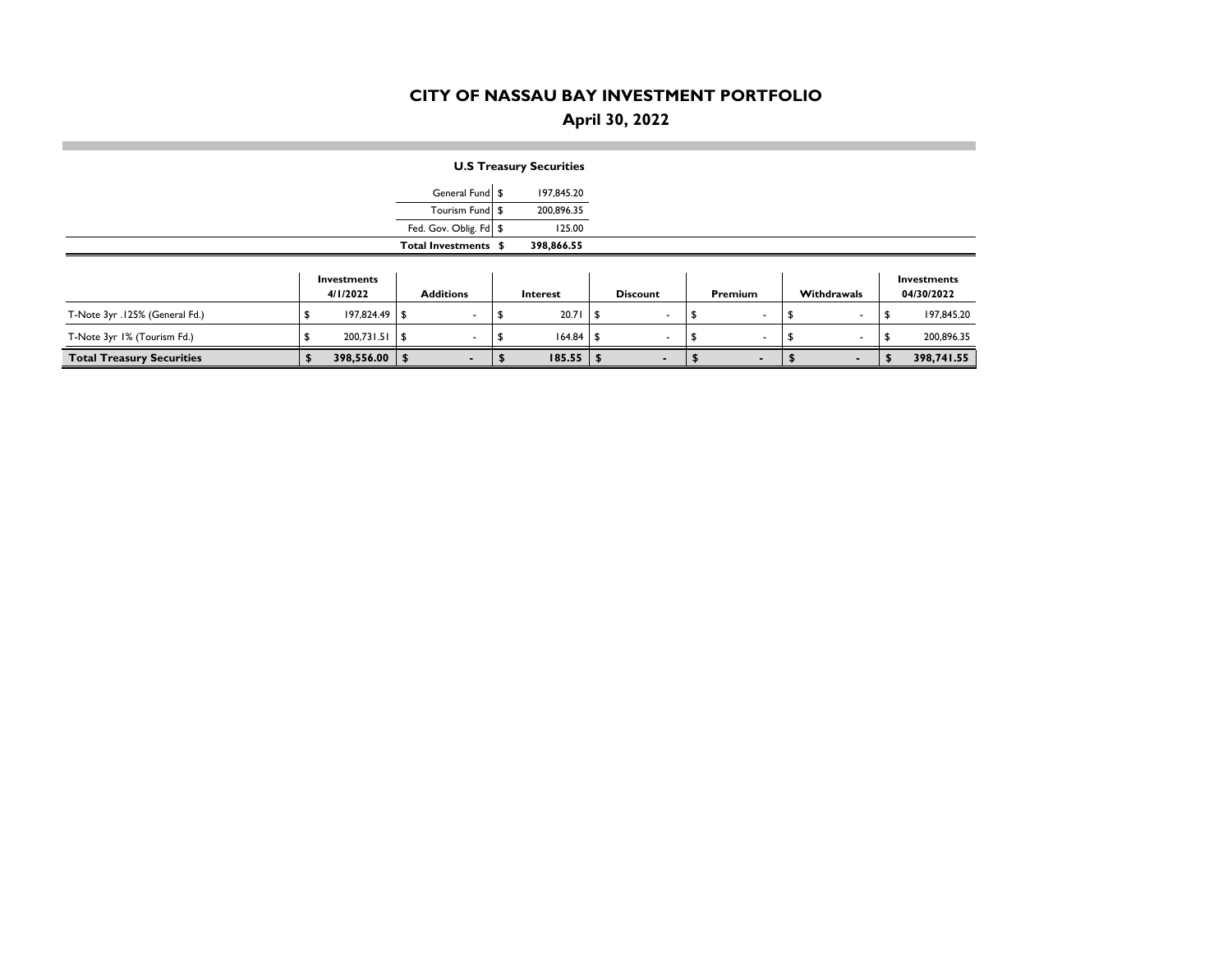# CITY OF NASSAU BAY INVESTMENT PORTFOLIO

## April 30, 2022

### U.S Treasury Securities

| | | |
|---|---|---|
| General Fund | $ | 197,845.20 |
| Tourism Fund | $ | 200,896.35 |
| Fed. Gov. Oblig. Fd | $ | 125.00 |
| **Total Investments** | **$** | **398,866.55** |

| | Investments 4/1/2022 | Additions | Interest | Discount | Premium | Withdrawals | Investments 04/30/2022 |
|---|---|---|---|---|---|---|---|
| T-Note 3yr .125% (General Fd.) | $ 197,824.49 | $ - | $ 20.71 | $ - | $ - | $ - | $ 197,845.20 |
| T-Note 3yr 1% (Tourism Fd.) | $ 200,731.51 | $ - | $ 164.84 | $ - | $ - | $ - | $ 200,896.35 |
| **Total Treasury Securities** | **$ 398,556.00** | **$ -** | **$ 185.55** | **$ -** | **$ -** | **$ -** | **$ 398,741.55** |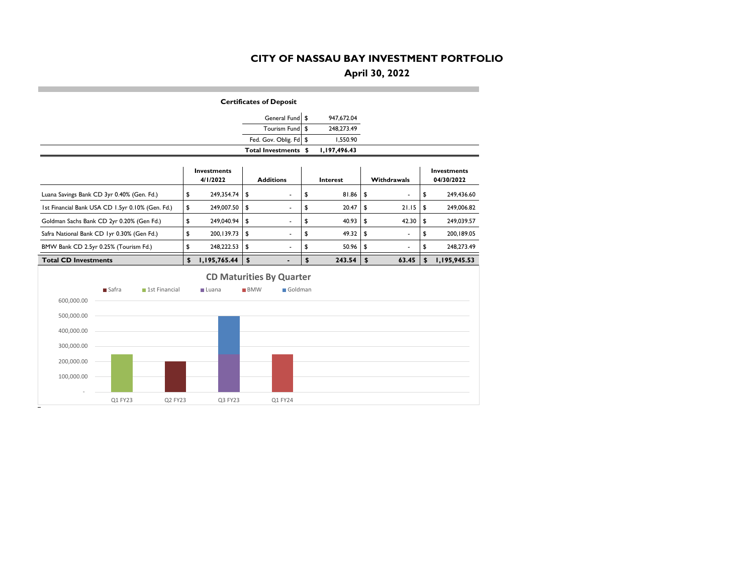# CITY OF NASSAU BAY INVESTMENT PORTFOLIO

## April 30, 2022

### Certificates of Deposit

| | | |
|---|---|---|
| General Fund | $ | 947,672.04 |
| Tourism Fund | $ | 248,273.49 |
| Fed. Gov. Oblig. Fd | $ | 1,550.90 |
| **Total Investments** | **$** | **1,197,496.43** |

| | Investments 4/1/2022 | Additions | Interest | Withdrawals | Investments 04/30/2022 |
|---|---|---|---|---|---|
| Luana Savings Bank CD 3yr 0.40% (Gen. Fd.) | $ 249,354.74 | $ - | $ 81.86 | $ - | $ 249,436.60 |
| 1st Financial Bank USA CD 1.5yr 0.10% (Gen. Fd.) | $ 249,007.50 | $ - | $ 20.47 | $ 21.15 | $ 249,006.82 |
| Goldman Sachs Bank CD 2yr 0.20% (Gen Fd.) | $ 249,040.94 | $ - | $ 40.93 | $ 42.30 | $ 249,039.57 |
| Safra National Bank CD 1yr 0.30% (Gen Fd.) | $ 200,139.73 | $ - | $ 49.32 | $ - | $ 200,189.05 |
| BMW Bank CD 2.5yr 0.25% (Tourism Fd.) | $ 248,222.53 | $ - | $ 50.96 | $ - | $ 248,273.49 |
| **Total CD Investments** | **$ 1,195,765.44** | **$ -** | **$ 243.54** | **$ 63.45** | **$ 1,195,945.53** |

**CD Maturities By Quarter**

Legend: Safra, 1st Financial, Luana, BMW, Goldman

| Quarter | 1st Financial | Safra | Luana | Goldman | BMW |
|---|---|---|---|---|---|
| Q1 FY23 | ~250,000 | | | | |
| Q2 FY23 | | ~200,000 | | | |
| Q3 FY23 | | | ~250,000 | ~250,000 | |
| Q1 FY24 | | | | | ~250,000 |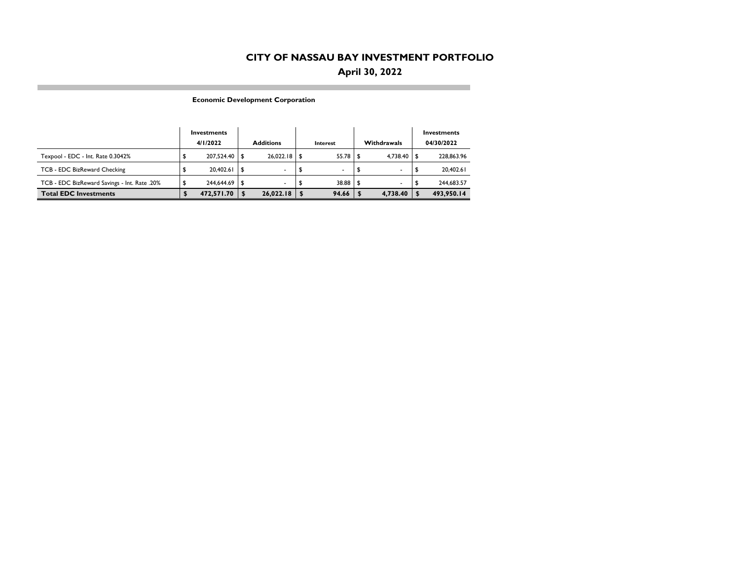# CITY OF NASSAU BAY INVESTMENT PORTFOLIO

## April 30, 2022

### Economic Development Corporation

| | Investments 4/1/2022 | Additions | Interest | Withdrawals | Investments 04/30/2022 |
|---|---|---|---|---|---|
| Texpool - EDC - Int. Rate 0.3042% | $ 207,524.40 | $ 26,022.18 | $ 55.78 | $ 4,738.40 | $ 228,863.96 |
| TCB - EDC BizReward Checking | $ 20,402.61 | $ - | $ - | $ - | $ 20,402.61 |
| TCB - EDC BizReward Savings - Int. Rate .20% | $ 244,644.69 | $ - | $ 38.88 | $ - | $ 244,683.57 |
| **Total EDC Investments** | **$ 472,571.70** | **$ 26,022.18** | **$ 94.66** | **$ 4,738.40** | **$ 493,950.14** |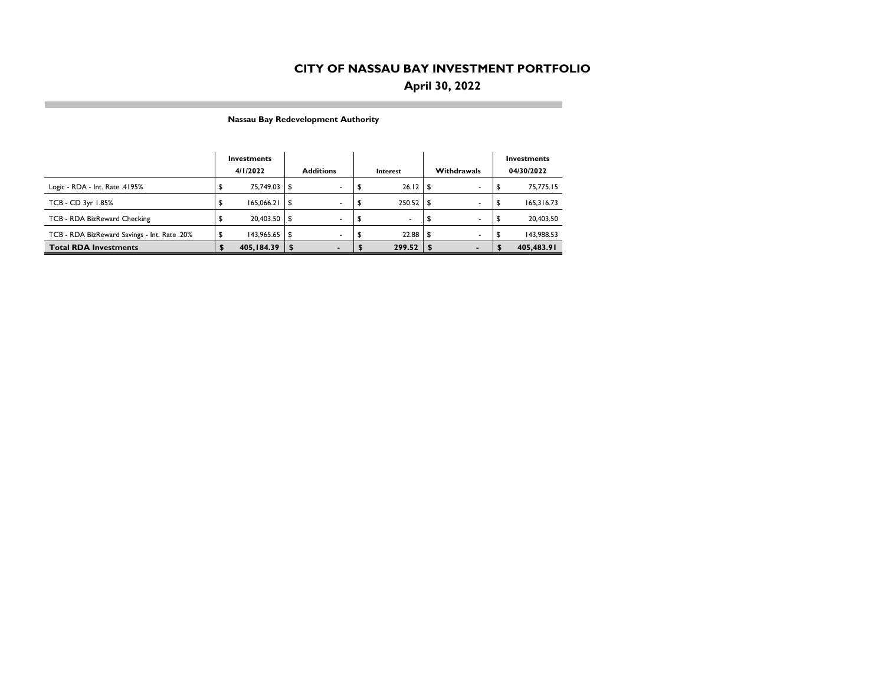# CITY OF NASSAU BAY INVESTMENT PORTFOLIO

## April 30, 2022

### Nassau Bay Redevelopment Authority

| | Investments 4/1/2022 | Additions | Interest | Withdrawals | Investments 04/30/2022 |
|---|---|---|---|---|---|
| Logic - RDA - Int. Rate .4195% | $ 75,749.03 | $ - | $ 26.12 | $ - | $ 75,775.15 |
| TCB - CD 3yr 1.85% | $ 165,066.21 | $ - | $ 250.52 | $ - | $ 165,316.73 |
| TCB - RDA BizReward Checking | $ 20,403.50 | $ - | $ - | $ - | $ 20,403.50 |
| TCB - RDA BizReward Savings - Int. Rate .20% | $ 143,965.65 | $ - | $ 22.88 | $ - | $ 143,988.53 |
| **Total RDA Investments** | **$ 405,184.39** | **$ -** | **$ 299.52** | **$ -** | **$ 405,483.91** |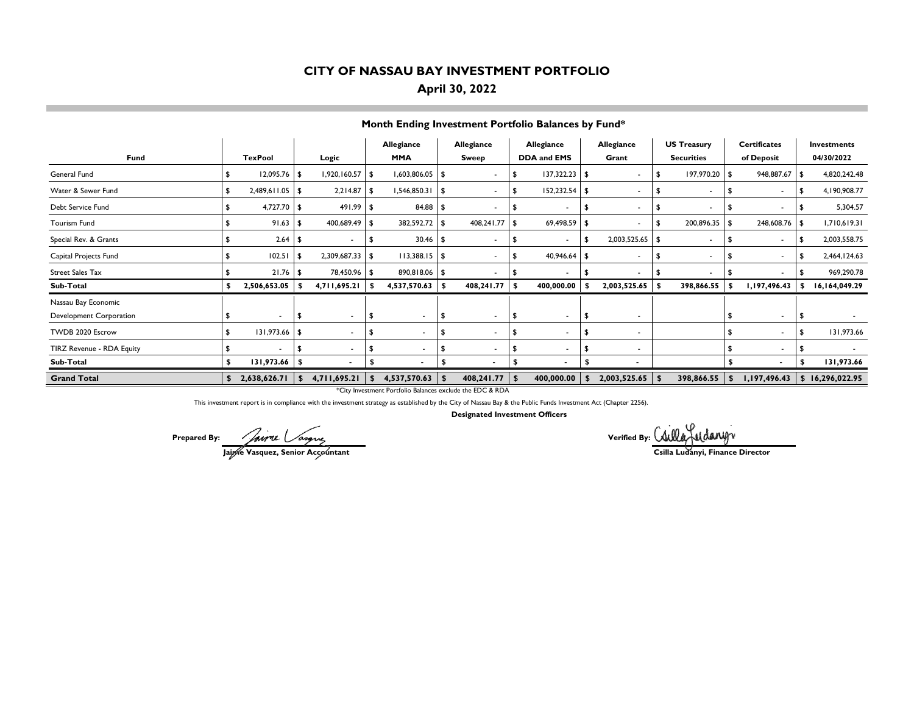# CITY OF NASSAU BAY INVESTMENT PORTFOLIO

## April 30, 2022

### Month Ending Investment Portfolio Balances by Fund*

| Fund | TexPool | Logic | Allegiance MMA | Allegiance Sweep | Allegiance DDA and EMS | Allegiance Grant | US Treasury Securities | Certificates of Deposit | Investments 04/30/2022 |
|---|---|---|---|---|---|---|---|---|---|
| General Fund | $ 12,095.76 | $ 1,920,160.57 | $ 1,603,806.05 | $ - | $ 137,322.23 | $ - | $ 197,970.20 | $ 948,887.67 | $ 4,820,242.48 |
| Water & Sewer Fund | $ 2,489,611.05 | $ 2,214.87 | $ 1,546,850.31 | $ - | $ 152,232.54 | $ - | $ - | $ - | $ 4,190,908.77 |
| Debt Service Fund | $ 4,727.70 | $ 491.99 | $ 84.88 | $ - | $ - | $ - | $ - | $ - | $ 5,304.57 |
| Tourism Fund | $ 91.63 | $ 400,689.49 | $ 382,592.72 | $ 408,241.77 | $ 69,498.59 | $ - | $ 200,896.35 | $ 248,608.76 | $ 1,710,619.31 |
| Special Rev. & Grants | $ 2.64 | $ - | $ 30.46 | $ - | $ - | $ 2,003,525.65 | $ - | $ - | $ 2,003,558.75 |
| Capital Projects Fund | $ 102.51 | $ 2,309,687.33 | $ 113,388.15 | $ - | $ 40,946.64 | $ - | $ - | $ - | $ 2,464,124.63 |
| Street Sales Tax | $ 21.76 | $ 78,450.96 | $ 890,818.06 | $ - | $ - | $ - | $ - | $ - | $ 969,290.78 |
| **Sub-Total** | **$ 2,506,653.05** | **$ 4,711,695.21** | **$ 4,537,570.63** | **$ 408,241.77** | **$ 400,000.00** | **$ 2,003,525.65** | **$ 398,866.55** | **$ 1,197,496.43** | **$ 16,164,049.29** |
| Nassau Bay Economic Development Corporation | $ - | $ - | $ - | $ - | $ - | $ - | | $ - | $ - |
| TWDB 2020 Escrow | $ 131,973.66 | $ - | $ - | $ - | $ - | $ - | | $ - | $ 131,973.66 |
| TIRZ Revenue - RDA Equity | $ - | $ - | $ - | $ - | $ - | $ - | | $ - | $ - |
| **Sub-Total** | **$ 131,973.66** | **$ -** | **$ -** | **$ -** | **$ -** | **$ -** | | **$ -** | **$ 131,973.66** |
| **Grand Total** | **$ 2,638,626.71** | **$ 4,711,695.21** | **$ 4,537,570.63** | **$ 408,241.77** | **$ 400,000.00** | **$ 2,003,525.65** | **$ 398,866.55** | **$ 1,197,496.43** | **$ 16,296,022.95** |

*City Investment Portfolio Balances exclude the EDC & RDA

This investment report is in compliance with the investment strategy as established by the City of Nassau Bay & the Public Funds Investment Act (Chapter 2256).

**Designated Investment Officers**

**Prepared By:** Jaime Vasquez

**Jaime Vasquez, Senior Accountant**

**Verified By:** Csilla Ludanyi

**Csilla Ludanyi, Finance Director**